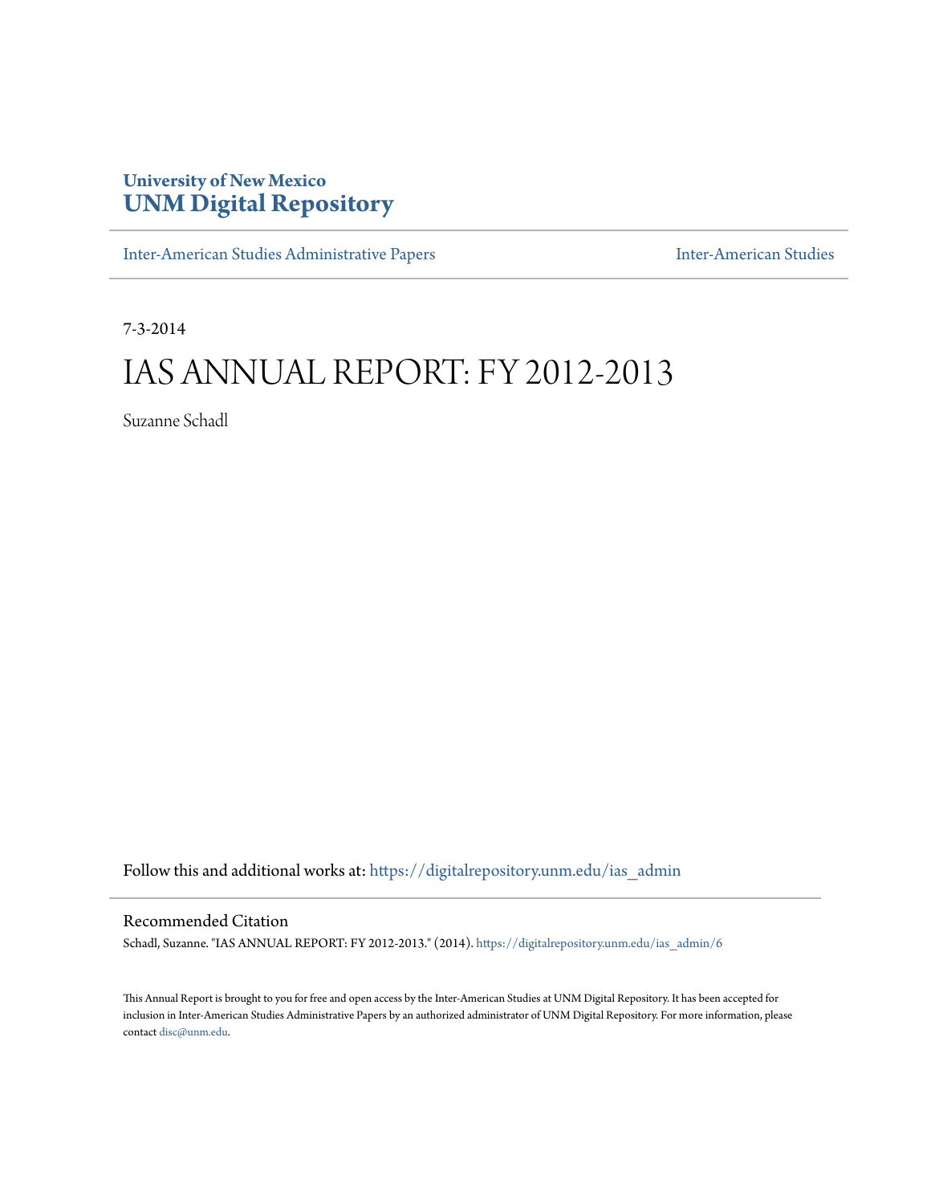University of New Mexico
**UNM Digital Repository**

Inter-American Studies Administrative Papers | Inter-American Studies

7-3-2014

# IAS ANNUAL REPORT: FY 2012-2013

Suzanne Schadl

Follow this and additional works at: https://digitalrepository.unm.edu/ias_admin

## Recommended Citation

Schadl, Suzanne. "IAS ANNUAL REPORT: FY 2012-2013." (2014). https://digitalrepository.unm.edu/ias_admin/6

This Annual Report is brought to you for free and open access by the Inter-American Studies at UNM Digital Repository. It has been accepted for inclusion in Inter-American Studies Administrative Papers by an authorized administrator of UNM Digital Repository. For more information, please contact disc@unm.edu.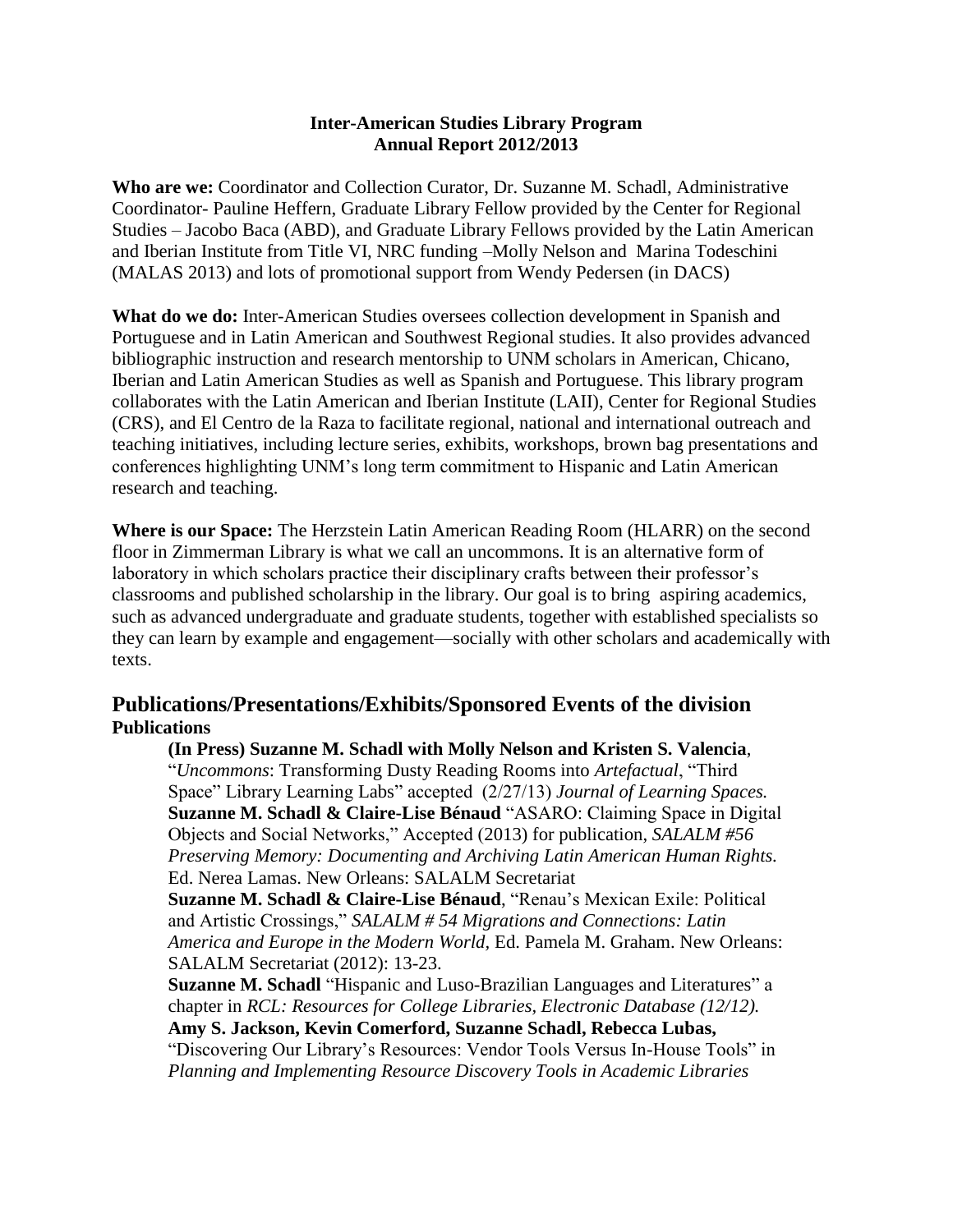**Inter-American Studies Library Program**
**Annual Report 2012/2013**

**Who are we:** Coordinator and Collection Curator, Dr. Suzanne M. Schadl, Administrative Coordinator- Pauline Heffern, Graduate Library Fellow provided by the Center for Regional Studies – Jacobo Baca (ABD), and Graduate Library Fellows provided by the Latin American and Iberian Institute from Title VI, NRC funding –Molly Nelson and Marina Todeschini (MALAS 2013) and lots of promotional support from Wendy Pedersen (in DACS)

**What do we do:** Inter-American Studies oversees collection development in Spanish and Portuguese and in Latin American and Southwest Regional studies. It also provides advanced bibliographic instruction and research mentorship to UNM scholars in American, Chicano, Iberian and Latin American Studies as well as Spanish and Portuguese. This library program collaborates with the Latin American and Iberian Institute (LAII), Center for Regional Studies (CRS), and El Centro de la Raza to facilitate regional, national and international outreach and teaching initiatives, including lecture series, exhibits, workshops, brown bag presentations and conferences highlighting UNM's long term commitment to Hispanic and Latin American research and teaching.

**Where is our Space:** The Herzstein Latin American Reading Room (HLARR) on the second floor in Zimmerman Library is what we call an uncommons. It is an alternative form of laboratory in which scholars practice their disciplinary crafts between their professor's classrooms and published scholarship in the library. Our goal is to bring aspiring academics, such as advanced undergraduate and graduate students, together with established specialists so they can learn by example and engagement—socially with other scholars and academically with texts.

## Publications/Presentations/Exhibits/Sponsored Events of the division

### Publications

**(In Press) Suzanne M. Schadl with Molly Nelson and Kristen S. Valencia**, "*Uncommons*: Transforming Dusty Reading Rooms into *Artefactual*, "Third Space" Library Learning Labs" accepted (2/27/13) *Journal of Learning Spaces.*

**Suzanne M. Schadl & Claire-Lise Bénaud** "ASARO: Claiming Space in Digital Objects and Social Networks," Accepted (2013) for publication, *SALALM #56 Preserving Memory: Documenting and Archiving Latin American Human Rights.* Ed. Nerea Lamas. New Orleans: SALALM Secretariat

**Suzanne M. Schadl & Claire-Lise Bénaud**, "Renau's Mexican Exile: Political and Artistic Crossings," *SALALM # 54 Migrations and Connections: Latin America and Europe in the Modern World,* Ed. Pamela M. Graham. New Orleans: SALALM Secretariat (2012): 13-23.

**Suzanne M. Schadl** "Hispanic and Luso-Brazilian Languages and Literatures" a chapter in *RCL: Resources for College Libraries, Electronic Database (12/12).*

**Amy S. Jackson, Kevin Comerford, Suzanne Schadl, Rebecca Lubas,** "Discovering Our Library's Resources: Vendor Tools Versus In-House Tools" in *Planning and Implementing Resource Discovery Tools in Academic Libraries*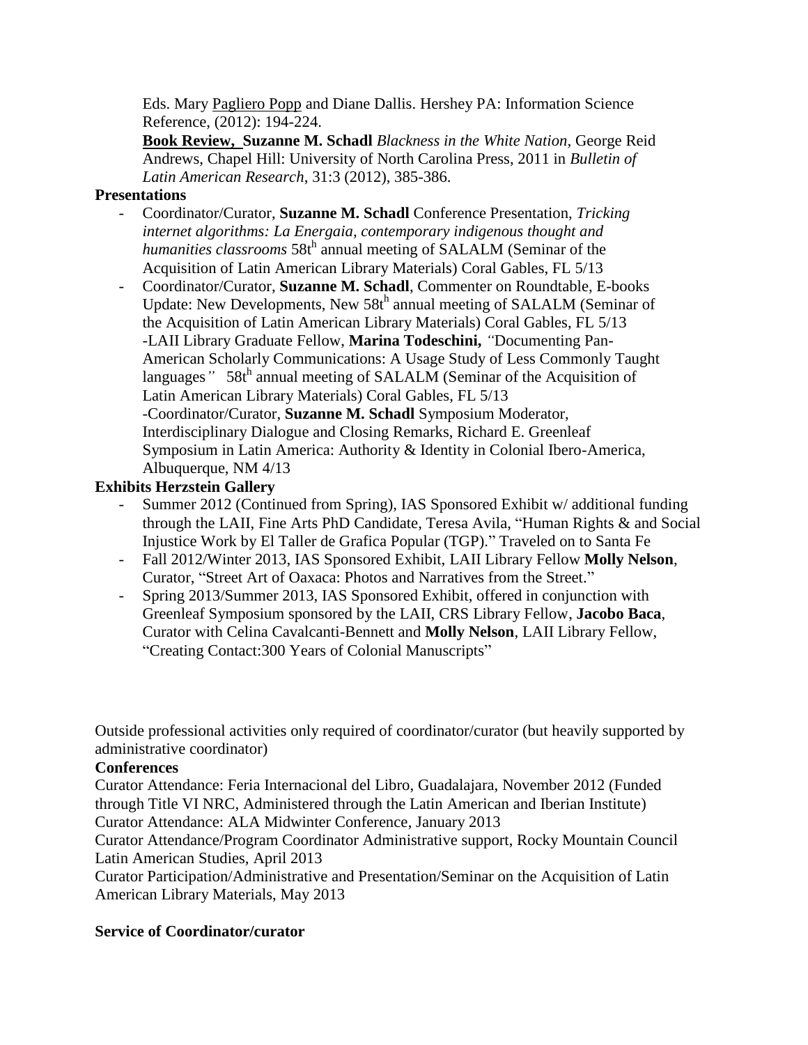Eds. Mary Pagliero Popp and Diane Dallis. Hershey PA: Information Science Reference, (2012): 194-224.

**Book Review, Suzanne M. Schadl** *Blackness in the White Nation*, George Reid Andrews, Chapel Hill: University of North Carolina Press, 2011 in *Bulletin of Latin American Research*, 31:3 (2012), 385-386.

**Presentations**

- Coordinator/Curator, **Suzanne M. Schadl** Conference Presentation, *Tricking internet algorithms: La Energaia, contemporary indigenous thought and humanities classrooms* 58t[h] annual meeting of SALALM (Seminar of the Acquisition of Latin American Library Materials) Coral Gables, FL 5/13
- Coordinator/Curator, **Suzanne M. Schadl**, Commenter on Roundtable, E-books Update: New Developments, New 58t[h] annual meeting of SALALM (Seminar of the Acquisition of Latin American Library Materials) Coral Gables, FL 5/13
  -LAII Library Graduate Fellow, **Marina Todeschini,** *"*Documenting Pan-American Scholarly Communications: A Usage Study of Less Commonly Taught languages*"* 58t[h] annual meeting of SALALM (Seminar of the Acquisition of Latin American Library Materials) Coral Gables, FL 5/13
  -Coordinator/Curator, **Suzanne M. Schadl** Symposium Moderator, Interdisciplinary Dialogue and Closing Remarks, Richard E. Greenleaf Symposium in Latin America: Authority & Identity in Colonial Ibero-America, Albuquerque, NM 4/13

**Exhibits Herzstein Gallery**

- Summer 2012 (Continued from Spring), IAS Sponsored Exhibit w/ additional funding through the LAII, Fine Arts PhD Candidate, Teresa Avila, "Human Rights & and Social Injustice Work by El Taller de Grafica Popular (TGP)." Traveled on to Santa Fe
- Fall 2012/Winter 2013, IAS Sponsored Exhibit, LAII Library Fellow **Molly Nelson**, Curator, "Street Art of Oaxaca: Photos and Narratives from the Street."
- Spring 2013/Summer 2013, IAS Sponsored Exhibit, offered in conjunction with Greenleaf Symposium sponsored by the LAII, CRS Library Fellow, **Jacobo Baca**, Curator with Celina Cavalcanti-Bennett and **Molly Nelson**, LAII Library Fellow, "Creating Contact:300 Years of Colonial Manuscripts"

Outside professional activities only required of coordinator/curator (but heavily supported by administrative coordinator)

**Conferences**

Curator Attendance: Feria Internacional del Libro, Guadalajara, November 2012 (Funded through Title VI NRC, Administered through the Latin American and Iberian Institute)

Curator Attendance: ALA Midwinter Conference, January 2013

Curator Attendance/Program Coordinator Administrative support, Rocky Mountain Council Latin American Studies, April 2013

Curator Participation/Administrative and Presentation/Seminar on the Acquisition of Latin American Library Materials, May 2013

**Service of Coordinator/curator**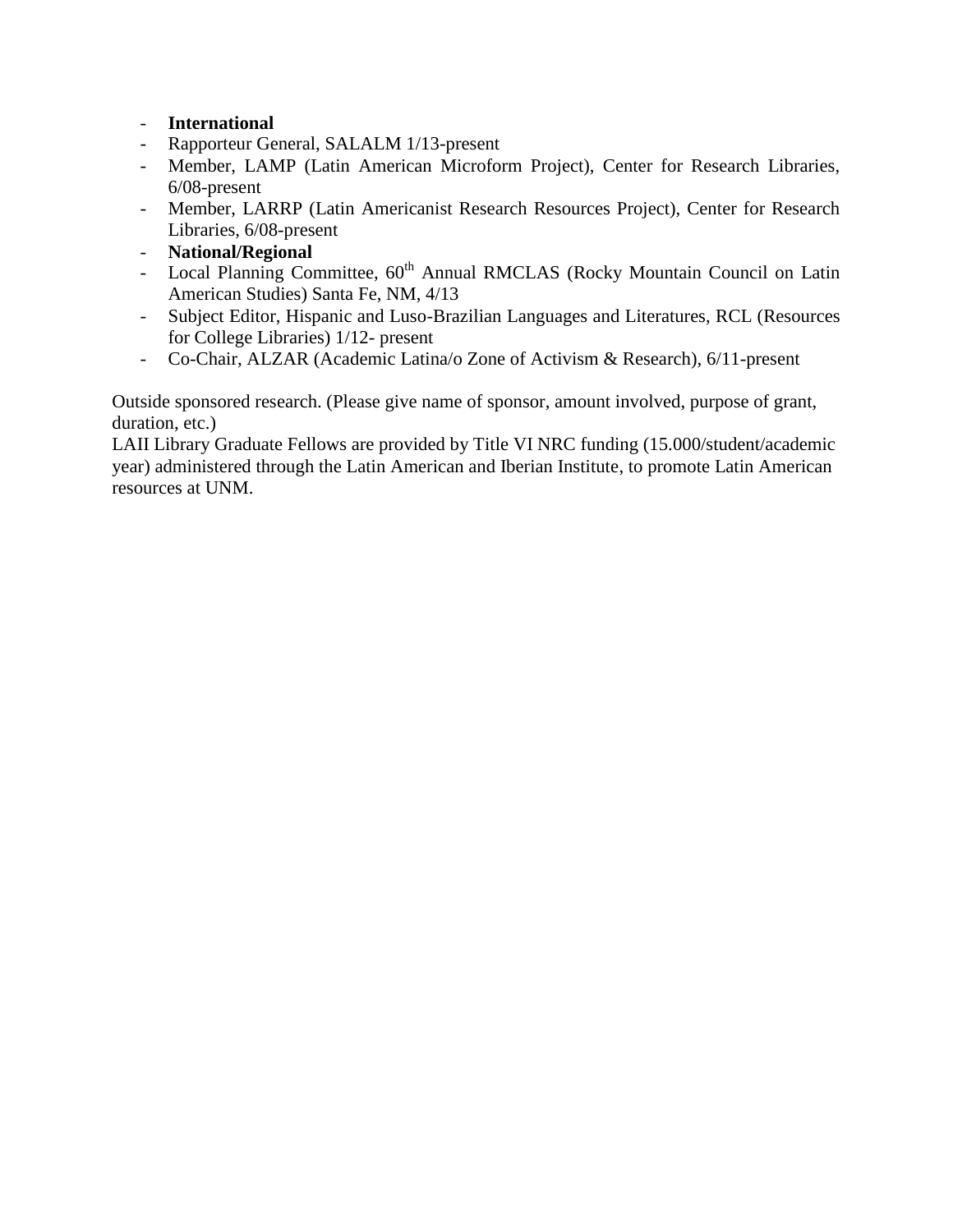- **International**
- Rapporteur General, SALALM 1/13-present
- Member, LAMP (Latin American Microform Project), Center for Research Libraries, 6/08-present
- Member, LARRP (Latin Americanist Research Resources Project), Center for Research Libraries, 6/08-present
- **National/Regional**
- Local Planning Committee, 60th Annual RMCLAS (Rocky Mountain Council on Latin American Studies) Santa Fe, NM, 4/13
- Subject Editor, Hispanic and Luso-Brazilian Languages and Literatures, RCL (Resources for College Libraries) 1/12- present
- Co-Chair, ALZAR (Academic Latina/o Zone of Activism & Research), 6/11-present

Outside sponsored research. (Please give name of sponsor, amount involved, purpose of grant, duration, etc.)
LAII Library Graduate Fellows are provided by Title VI NRC funding (15.000/student/academic year) administered through the Latin American and Iberian Institute, to promote Latin American resources at UNM.